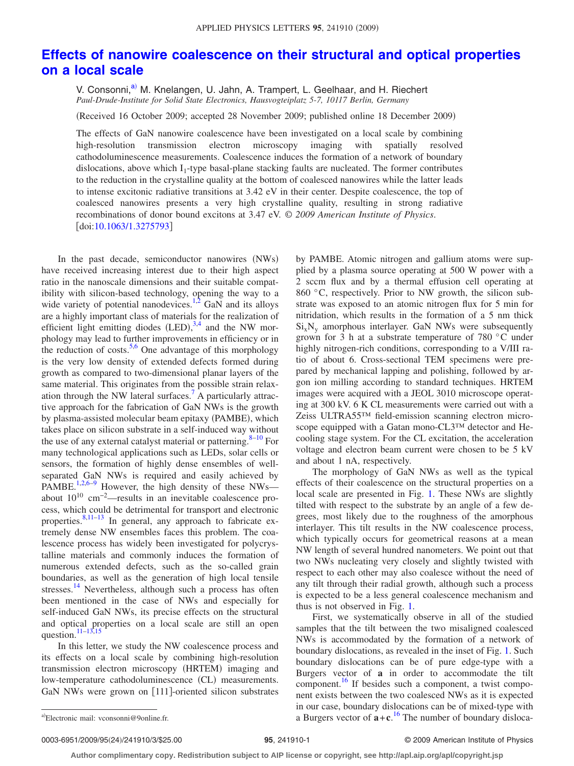# Effects of nanowire coalescence on their structural and optical properties on a local scale

V. Consonni,[a] M. Knelangen, U. Jahn, A. Trampert, L. Geelhaar, and H. Riechert

*Paul-Drude-Institute for Solid State Electronics, Hausvogteiplatz 5-7, 10117 Berlin, Germany*

(Received 16 October 2009; accepted 28 November 2009; published online 18 December 2009)

The effects of GaN nanowire coalescence have been investigated on a local scale by combining high-resolution transmission electron microscopy imaging with spatially resolved cathodoluminescence measurements. Coalescence induces the formation of a network of boundary dislocations, above which $I_1$-type basal-plane stacking faults are nucleated. The former contributes to the reduction in the crystalline quality at the bottom of coalesced nanowires while the latter leads to intense excitonic radiative transitions at 3.42 eV in their center. Despite coalescence, the top of coalesced nanowires presents a very high crystalline quality, resulting in strong radiative recombinations of donor bound excitons at 3.47 eV. *© 2009 American Institute of Physics*. [doi:10.1063/1.3275793]

In the past decade, semiconductor nanowires (NWs) have received increasing interest due to their high aspect ratio in the nanoscale dimensions and their suitable compatibility with silicon-based technology, opening the way to a wide variety of potential nanodevices.[1,2] GaN and its alloys are a highly important class of materials for the realization of efficient light emitting diodes (LED),[3,4] and the NW morphology may lead to further improvements in efficiency or in the reduction of costs.[5,6] One advantage of this morphology is the very low density of extended defects formed during growth as compared to two-dimensional planar layers of the same material. This originates from the possible strain relaxation through the NW lateral surfaces.[7] A particularly attractive approach for the fabrication of GaN NWs is the growth by plasma-assisted molecular beam epitaxy (PAMBE), which takes place on silicon substrate in a self-induced way without the use of any external catalyst material or patterning.[8–10] For many technological applications such as LEDs, solar cells or sensors, the formation of highly dense ensembles of well-separated GaN NWs is required and easily achieved by PAMBE.[1,2,6–9] However, the high density of these NWs—about $10^{10}$ $cm^{-2}$—results in an inevitable coalescence process, which could be detrimental for transport and electronic properties.[8,11–13] In general, any approach to fabricate extremely dense NW ensembles faces this problem. The coalescence process has widely been investigated for polycrystalline materials and commonly induces the formation of numerous extended defects, such as the so-called grain boundaries, as well as the generation of high local tensile stresses.[14] Nevertheless, although such a process has often been mentioned in the case of NWs and especially for self-induced GaN NWs, its precise effects on the structural and optical properties on a local scale are still an open question.[11–13,15]

In this letter, we study the NW coalescence process and its effects on a local scale by combining high-resolution transmission electron microscopy (HRTEM) imaging and low-temperature cathodoluminescence (CL) measurements. GaN NWs were grown on [111]-oriented silicon substrates by PAMBE. Atomic nitrogen and gallium atoms were supplied by a plasma source operating at 500 W power with a 2 sccm flux and by a thermal effusion cell operating at 860 °C, respectively. Prior to NW growth, the silicon substrate was exposed to an atomic nitrogen flux for 5 min for nitridation, which results in the formation of a 5 nm thick $Si_xN_y$ amorphous interlayer. GaN NWs were subsequently grown for 3 h at a substrate temperature of 780 °C under highly nitrogen-rich conditions, corresponding to a V/III ratio of about 6. Cross-sectional TEM specimens were prepared by mechanical lapping and polishing, followed by argon ion milling according to standard techniques. HRTEM images were acquired with a JEOL 3010 microscope operating at 300 kV. 6 K CL measurements were carried out with a Zeiss ULTRA55™ field-emission scanning electron microscope equipped with a Gatan mono-CL3™ detector and He-cooling stage system. For the CL excitation, the acceleration voltage and electron beam current were chosen to be 5 kV and about 1 nA, respectively.

The morphology of GaN NWs as well as the typical effects of their coalescence on the structural properties on a local scale are presented in Fig. 1. These NWs are slightly tilted with respect to the substrate by an angle of a few degrees, most likely due to the roughness of the amorphous interlayer. This tilt results in the NW coalescence process, which typically occurs for geometrical reasons at a mean NW length of several hundred nanometers. We point out that two NWs nucleating very closely and slightly twisted with respect to each other may also coalesce without the need of any tilt through their radial growth, although such a process is expected to be a less general coalescence mechanism and thus is not observed in Fig. 1.

First, we systematically observe in all of the studied samples that the tilt between the two misaligned coalesced NWs is accommodated by the formation of a network of boundary dislocations, as revealed in the inset of Fig. 1. Such boundary dislocations can be of pure edge-type with a Burgers vector of **a** in order to accommodate the tilt component.[16] If besides such a component, a twist component exists between the two coalesced NWs as it is expected in our case, boundary dislocations can be of mixed-type with a Burgers vector of **a**+**c**.[16] The number of boundary disloca-

[a] Electronic mail: vconsonni@9online.fr.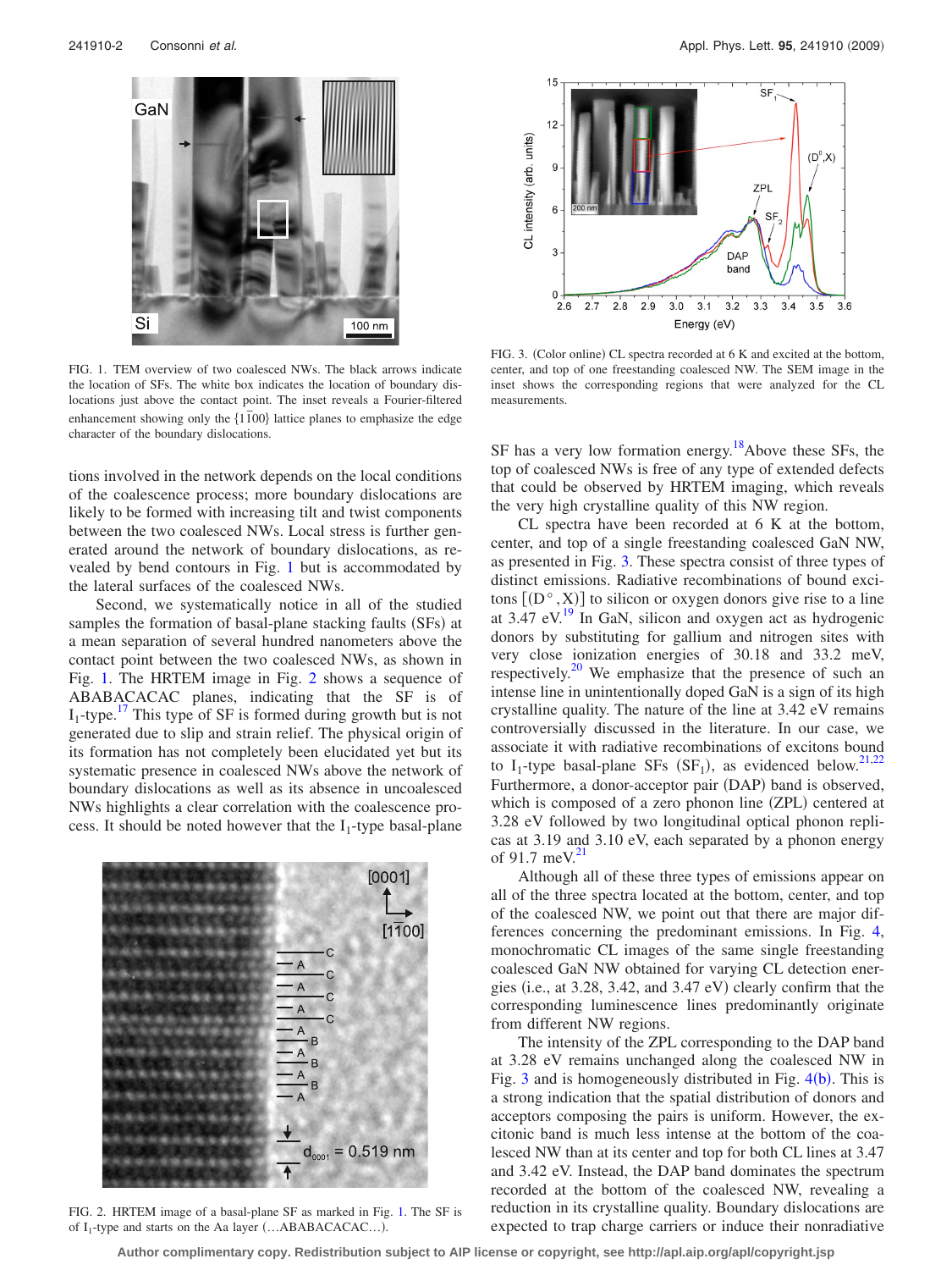FIG. 1. TEM overview of two coalesced NWs. The black arrows indicate the location of SFs. The white box indicates the location of boundary dislocations just above the contact point. The inset reveals a Fourier-filtered enhancement showing only the $\{1\bar{1}00\}$ lattice planes to emphasize the edge character of the boundary dislocations.

tions involved in the network depends on the local conditions of the coalescence process; more boundary dislocations are likely to be formed with increasing tilt and twist components between the two coalesced NWs. Local stress is further generated around the network of boundary dislocations, as revealed by bend contours in Fig. 1 but is accommodated by the lateral surfaces of the coalesced NWs.

Second, we systematically notice in all of the studied samples the formation of basal-plane stacking faults (SFs) at a mean separation of several hundred nanometers above the contact point between the two coalesced NWs, as shown in Fig. 1. The HRTEM image in Fig. 2 shows a sequence of ABABACACAC planes, indicating that the SF is of $I_1$-type.[17] This type of SF is formed during growth but is not generated due to slip and strain relief. The physical origin of its formation has not completely been elucidated yet but its systematic presence in coalesced NWs above the network of boundary dislocations as well as its absence in uncoalesced NWs highlights a clear correlation with the coalescence process. It should be noted however that the $I_1$-type basal-plane

FIG. 2. HRTEM image of a basal-plane SF as marked in Fig. 1. The SF is of $I_1$-type and starts on the Aa layer (…ABABACACAC…).

FIG. 3. (Color online) CL spectra recorded at 6 K and excited at the bottom, center, and top of one freestanding coalesced NW. The SEM image in the inset shows the corresponding regions that were analyzed for the CL measurements.

SF has a very low formation energy.[18] Above these SFs, the top of coalesced NWs is free of any type of extended defects that could be observed by HRTEM imaging, which reveals the very high crystalline quality of this NW region.

CL spectra have been recorded at 6 K at the bottom, center, and top of a single freestanding coalesced GaN NW, as presented in Fig. 3. These spectra consist of three types of distinct emissions. Radiative recombinations of bound excitons $[(D^\circ,X)]$ to silicon or oxygen donors give rise to a line at 3.47 eV.[19] In GaN, silicon and oxygen act as hydrogenic donors by substituting for gallium and nitrogen sites with very close ionization energies of 30.18 and 33.2 meV, respectively.[20] We emphasize that the presence of such an intense line in unintentionally doped GaN is a sign of its high crystalline quality. The nature of the line at 3.42 eV remains controversially discussed in the literature. In our case, we associate it with radiative recombinations of excitons bound to $I_1$-type basal-plane SFs ($SF_1$), as evidenced below.[21,22] Furthermore, a donor-acceptor pair (DAP) band is observed, which is composed of a zero phonon line (ZPL) centered at 3.28 eV followed by two longitudinal optical phonon replicas at 3.19 and 3.10 eV, each separated by a phonon energy of 91.7 meV.[21]

Although all of these three types of emissions appear on all of the three spectra located at the bottom, center, and top of the coalesced NW, we point out that there are major differences concerning the predominant emissions. In Fig. 4, monochromatic CL images of the same single freestanding coalesced GaN NW obtained for varying CL detection energies (i.e., at 3.28, 3.42, and 3.47 eV) clearly confirm that the corresponding luminescence lines predominantly originate from different NW regions.

The intensity of the ZPL corresponding to the DAP band at 3.28 eV remains unchanged along the coalesced NW in Fig. 3 and is homogeneously distributed in Fig. 4(b). This is a strong indication that the spatial distribution of donors and acceptors composing the pairs is uniform. However, the excitonic band is much less intense at the bottom of the coalesced NW than at its center and top for both CL lines at 3.47 and 3.42 eV. Instead, the DAP band dominates the spectrum recorded at the bottom of the coalesced NW, revealing a reduction in its crystalline quality. Boundary dislocations are expected to trap charge carriers or induce their nonradiative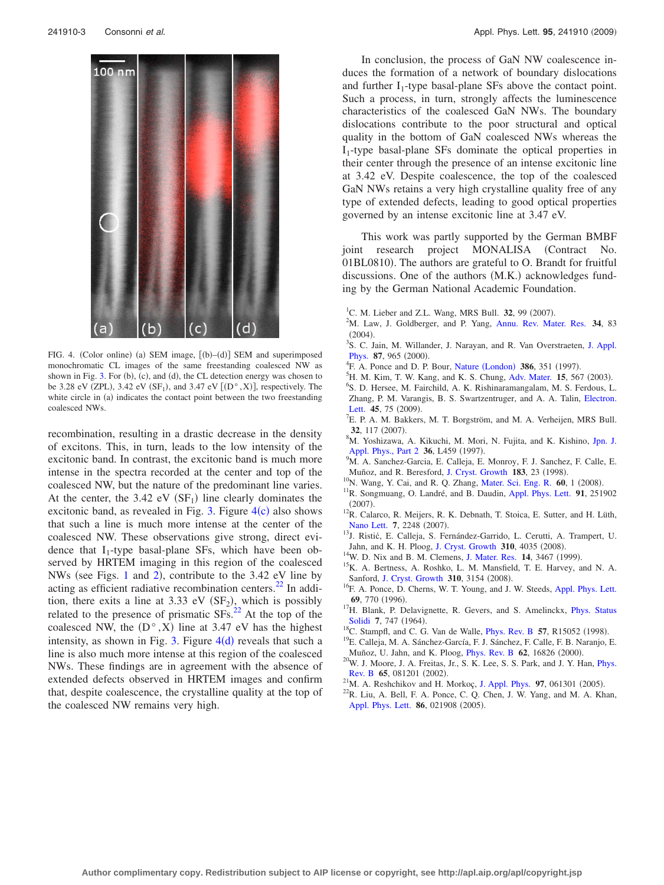FIG. 4. (Color online) (a) SEM image, [(b)–(d)] SEM and superimposed monochromatic CL images of the same freestanding coalesced NW as shown in Fig. 3. For (b), (c), and (d), the CL detection energy was chosen to be 3.28 eV (ZPL), 3.42 eV ($SF_1$), and 3.47 eV [($D^\circ$,X)], respectively. The white circle in (a) indicates the contact point between the two freestanding coalesced NWs.

recombination, resulting in a drastic decrease in the density of excitons. This, in turn, leads to the low intensity of the excitonic band. In contrast, the excitonic band is much more intense in the spectra recorded at the center and top of the coalesced NW, but the nature of the predominant line varies. At the center, the 3.42 eV ($SF_1$) line clearly dominates the excitonic band, as revealed in Fig. 3. Figure 4(c) also shows that such a line is much more intense at the center of the coalesced NW. These observations give strong, direct evidence that $I_1$-type basal-plane SFs, which have been observed by HRTEM imaging in this region of the coalesced NWs (see Figs. 1 and 2), contribute to the 3.42 eV line by acting as efficient radiative recombination centers.[22] In addition, there exits a line at 3.33 eV ($SF_2$), which is possibly related to the presence of prismatic SFs.[22] At the top of the coalesced NW, the ($D^\circ$,X) line at 3.47 eV has the highest intensity, as shown in Fig. 3. Figure 4(d) reveals that such a line is also much more intense at this region of the coalesced NWs. These findings are in agreement with the absence of extended defects observed in HRTEM images and confirm that, despite coalescence, the crystalline quality at the top of the coalesced NW remains very high.

In conclusion, the process of GaN NW coalescence induces the formation of a network of boundary dislocations and further $I_1$-type basal-plane SFs above the contact point. Such a process, in turn, strongly affects the luminescence characteristics of the coalesced GaN NWs. The boundary dislocations contribute to the poor structural and optical quality in the bottom of GaN coalesced NWs whereas the $I_1$-type basal-plane SFs dominate the optical properties in their center through the presence of an intense excitonic line at 3.42 eV. Despite coalescence, the top of the coalesced GaN NWs retains a very high crystalline quality free of any type of extended defects, leading to good optical properties governed by an intense excitonic line at 3.47 eV.

This work was partly supported by the German BMBF joint research project MONALISA (Contract No. 01BL0810). The authors are grateful to O. Brandt for fruitful discussions. One of the authors (M.K.) acknowledges funding by the German National Academic Foundation.

[1] C. M. Lieber and Z.L. Wang, MRS Bull. **32**, 99 (2007).
[2] M. Law, J. Goldberger, and P. Yang, Annu. Rev. Mater. Res. **34**, 83 (2004).
[3] S. C. Jain, M. Willander, J. Narayan, and R. Van Overstraeten, J. Appl. Phys. **87**, 965 (2000).
[4] F. A. Ponce and D. P. Bour, Nature (London) **386**, 351 (1997).
[5] H. M. Kim, T. W. Kang, and K. S. Chung, Adv. Mater. **15**, 567 (2003).
[6] S. D. Hersee, M. Fairchild, A. K. Rishinaramangalam, M. S. Ferdous, L. Zhang, P. M. Varangis, B. S. Swartzentruger, and A. A. Talin, Electron. Lett. **45**, 75 (2009).
[7] E. P. A. M. Bakkers, M. T. Borgström, and M. A. Verheijen, MRS Bull. **32**, 117 (2007).
[8] M. Yoshizawa, A. Kikuchi, M. Mori, N. Fujita, and K. Kishino, Jpn. J. Appl. Phys., Part 2 **36**, L459 (1997).
[9] M. A. Sanchez-Garcia, E. Calleja, E. Monroy, F. J. Sanchez, F. Calle, E. Muñoz, and R. Beresford, J. Cryst. Growth **183**, 23 (1998).
[10] N. Wang, Y. Cai, and R. Q. Zhang, Mater. Sci. Eng. R. **60**, 1 (2008).
[11] R. Songmuang, O. Landré, and B. Daudin, Appl. Phys. Lett. **91**, 251902 (2007).
[12] R. Calarco, R. Meijers, R. K. Debnath, T. Stoica, E. Sutter, and H. Lüth, Nano Lett. **7**, 2248 (2007).
[13] J. Ristić, E. Calleja, S. Fernández-Garrido, L. Cerutti, A. Trampert, U. Jahn, and K. H. Ploog, J. Cryst. Growth **310**, 4035 (2008).
[14] W. D. Nix and B. M. Clemens, J. Mater. Res. **14**, 3467 (1999).
[15] K. A. Bertness, A. Roshko, L. M. Mansfield, T. E. Harvey, and N. A. Sanford, J. Cryst. Growth **310**, 3154 (2008).
[16] F. A. Ponce, D. Cherns, W. T. Young, and J. W. Steeds, Appl. Phys. Lett. **69**, 770 (1996).
[17] H. Blank, P. Delavignette, R. Gevers, and S. Amelinckx, Phys. Status Solidi **7**, 747 (1964).
[18] C. Stampfl, and C. G. Van de Walle, Phys. Rev. B **57**, R15052 (1998).
[19] E. Calleja, M. A. Sánchez-García, F. J. Sánchez, F. Calle, F. B. Naranjo, E. Muñoz, U. Jahn, and K. Ploog, Phys. Rev. B **62**, 16826 (2000).
[20] W. J. Moore, J. A. Freitas, Jr., S. K. Lee, S. S. Park, and J. Y. Han, Phys. Rev. B **65**, 081201 (2002).
[21] M. A. Reshchikov and H. Morkoç, J. Appl. Phys. **97**, 061301 (2005).
[22] R. Liu, A. Bell, F. A. Ponce, C. Q. Chen, J. W. Yang, and M. A. Khan, Appl. Phys. Lett. **86**, 021908 (2005).